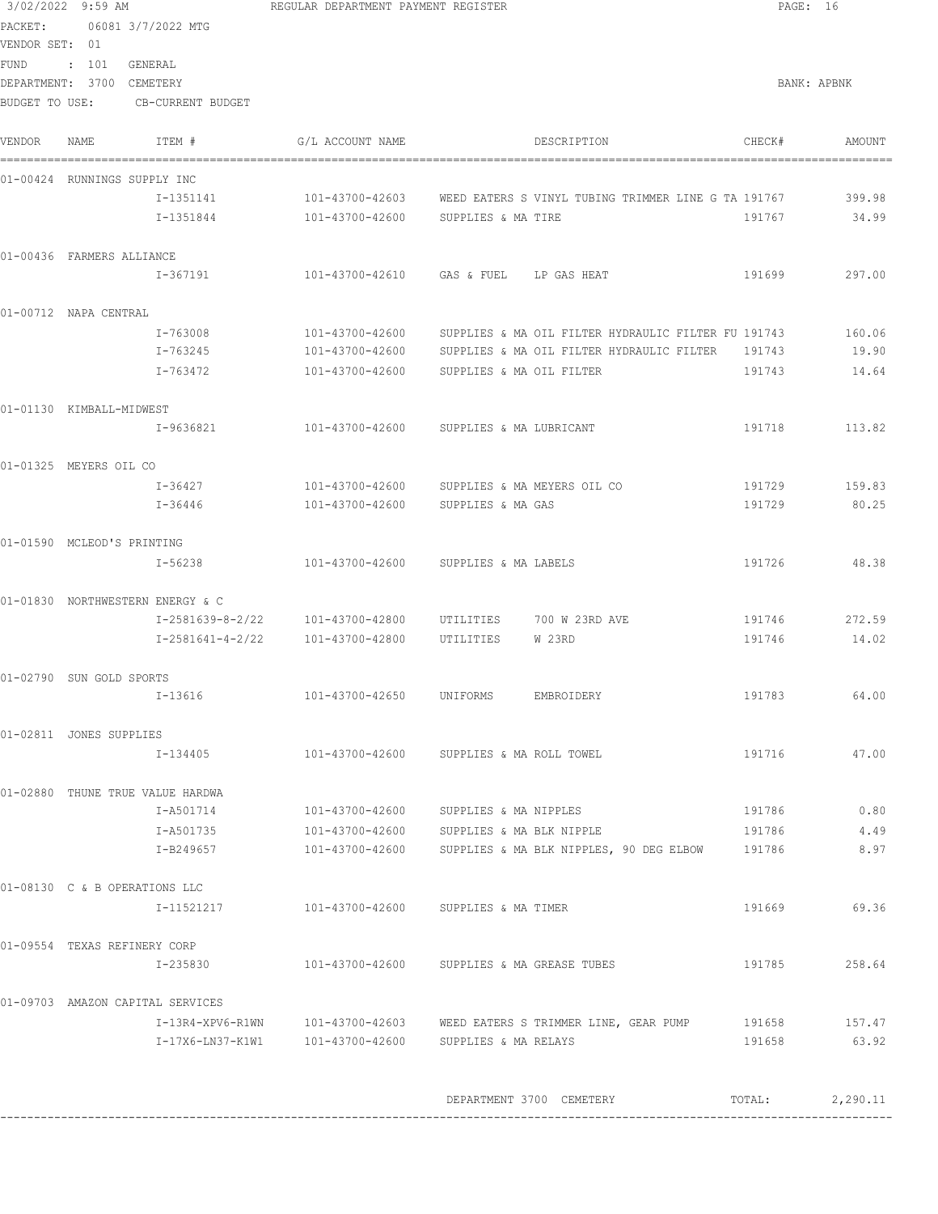3/02/2022 9:59 AM REGULAR DEPARTMENT PAYMENT REGISTER

PACKET: 06081 3/7/2022 MTG
VENDOR SET: 01
FUND : 101 GENERAL
DEPARTMENT: 3700 CEMETERY BANK: APBNK
BUDGET TO USE: CB-CURRENT BUDGET

| VENDOR | NAME | ITEM # | G/L ACCOUNT NAME | | DESCRIPTION | CHECK# | AMOUNT |
|---|---|---|---|---|---|---|---|
| 01-00424 | RUNNINGS SUPPLY INC | | | | | | |
| | | I-1351141 | 101-43700-42603 | WEED EATERS S | VINYL TUBING TRIMMER LINE G TA | 191767 | 399.98 |
| | | I-1351844 | 101-43700-42600 | SUPPLIES & MA | TIRE | 191767 | 34.99 |
| 01-00436 | FARMERS ALLIANCE | | | | | | |
| | | I-367191 | 101-43700-42610 | GAS & FUEL | LP GAS HEAT | 191699 | 297.00 |
| 01-00712 | NAPA CENTRAL | | | | | | |
| | | I-763008 | 101-43700-42600 | SUPPLIES & MA | OIL FILTER HYDRAULIC FILTER FU | 191743 | 160.06 |
| | | I-763245 | 101-43700-42600 | SUPPLIES & MA | OIL FILTER HYDRAULIC FILTER | 191743 | 19.90 |
| | | I-763472 | 101-43700-42600 | SUPPLIES & MA | OIL FILTER | 191743 | 14.64 |
| 01-01130 | KIMBALL-MIDWEST | | | | | | |
| | | I-9636821 | 101-43700-42600 | SUPPLIES & MA | LUBRICANT | 191718 | 113.82 |
| 01-01325 | MEYERS OIL CO | | | | | | |
| | | I-36427 | 101-43700-42600 | SUPPLIES & MA | MEYERS OIL CO | 191729 | 159.83 |
| | | I-36446 | 101-43700-42600 | SUPPLIES & MA | GAS | 191729 | 80.25 |
| 01-01590 | MCLEOD'S PRINTING | | | | | | |
| | | I-56238 | 101-43700-42600 | SUPPLIES & MA | LABELS | 191726 | 48.38 |
| 01-01830 | NORTHWESTERN ENERGY & C | | | | | | |
| | | I-2581639-8-2/22 | 101-43700-42800 | UTILITIES | 700 W 23RD AVE | 191746 | 272.59 |
| | | I-2581641-4-2/22 | 101-43700-42800 | UTILITIES | W 23RD | 191746 | 14.02 |
| 01-02790 | SUN GOLD SPORTS | | | | | | |
| | | I-13616 | 101-43700-42650 | UNIFORMS | EMBROIDERY | 191783 | 64.00 |
| 01-02811 | JONES SUPPLIES | | | | | | |
| | | I-134405 | 101-43700-42600 | SUPPLIES & MA | ROLL TOWEL | 191716 | 47.00 |
| 01-02880 | THUNE TRUE VALUE HARDWA | | | | | | |
| | | I-A501714 | 101-43700-42600 | SUPPLIES & MA | NIPPLES | 191786 | 0.80 |
| | | I-A501735 | 101-43700-42600 | SUPPLIES & MA | BLK NIPPLE | 191786 | 4.49 |
| | | I-B249657 | 101-43700-42600 | SUPPLIES & MA | BLK NIPPLES, 90 DEG ELBOW | 191786 | 8.97 |
| 01-08130 | C & B OPERATIONS LLC | | | | | | |
| | | I-11521217 | 101-43700-42600 | SUPPLIES & MA | TIMER | 191669 | 69.36 |
| 01-09554 | TEXAS REFINERY CORP | | | | | | |
| | | I-235830 | 101-43700-42600 | SUPPLIES & MA | GREASE TUBES | 191785 | 258.64 |
| 01-09703 | AMAZON CAPITAL SERVICES | | | | | | |
| | | I-13R4-XPV6-R1WN | 101-43700-42603 | WEED EATERS S | TRIMMER LINE, GEAR PUMP | 191658 | 157.47 |
| | | I-17X6-LN37-K1W1 | 101-43700-42600 | SUPPLIES & MA | RELAYS | 191658 | 63.92 |

DEPARTMENT 3700 CEMETERY TOTAL: 2,290.11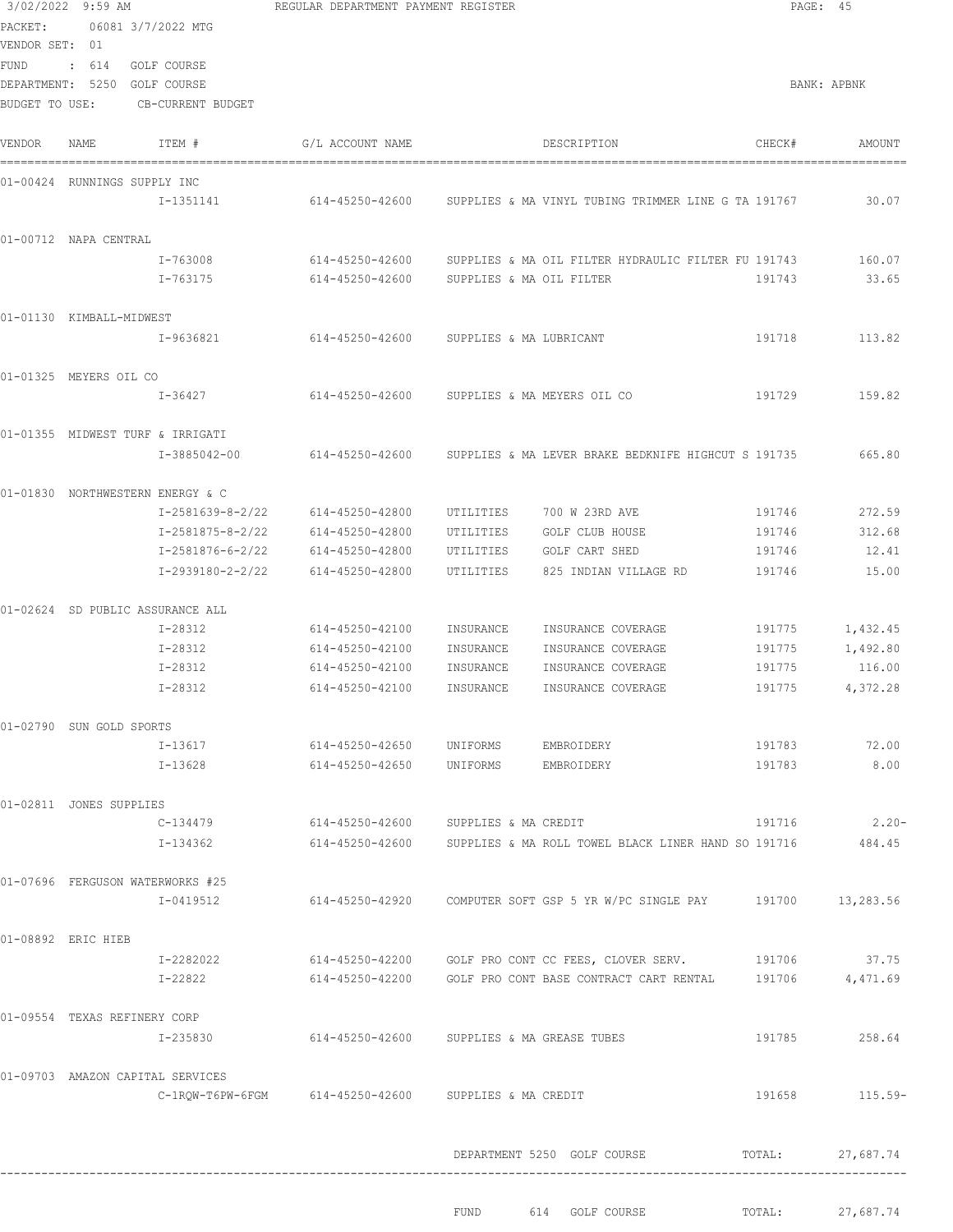3/02/2022 9:59 AM REGULAR DEPARTMENT PAYMENT REGISTER

PACKET: 06081 3/7/2022 MTG
VENDOR SET: 01
FUND : 614 GOLF COURSE
DEPARTMENT: 5250 GOLF COURSE
BUDGET TO USE: CB-CURRENT BUDGET

BANK: APBNK

| VENDOR | NAME | ITEM # | G/L ACCOUNT NAME | | DESCRIPTION | CHECK# | AMOUNT |
|---|---|---|---|---|---|---|---|
| 01-00424 | RUNNINGS SUPPLY INC | | | | | | |
| | | I-1351141 | 614-45250-42600 | SUPPLIES & MA | VINYL TUBING TRIMMER LINE G TA | 191767 | 30.07 |
| 01-00712 | NAPA CENTRAL | | | | | | |
| | | I-763008 | 614-45250-42600 | SUPPLIES & MA | OIL FILTER HYDRAULIC FILTER FU | 191743 | 160.07 |
| | | I-763175 | 614-45250-42600 | SUPPLIES & MA | OIL FILTER | 191743 | 33.65 |
| 01-01130 | KIMBALL-MIDWEST | | | | | | |
| | | I-9636821 | 614-45250-42600 | SUPPLIES & MA | LUBRICANT | 191718 | 113.82 |
| 01-01325 | MEYERS OIL CO | | | | | | |
| | | I-36427 | 614-45250-42600 | SUPPLIES & MA | MEYERS OIL CO | 191729 | 159.82 |
| 01-01355 | MIDWEST TURF & IRRIGATI | | | | | | |
| | | I-3885042-00 | 614-45250-42600 | SUPPLIES & MA | LEVER BRAKE BEDKNIFE HIGHCUT S | 191735 | 665.80 |
| 01-01830 | NORTHWESTERN ENERGY & C | | | | | | |
| | | I-2581639-8-2/22 | 614-45250-42800 | UTILITIES | 700 W 23RD AVE | 191746 | 272.59 |
| | | I-2581875-8-2/22 | 614-45250-42800 | UTILITIES | GOLF CLUB HOUSE | 191746 | 312.68 |
| | | I-2581876-6-2/22 | 614-45250-42800 | UTILITIES | GOLF CART SHED | 191746 | 12.41 |
| | | I-2939180-2-2/22 | 614-45250-42800 | UTILITIES | 825 INDIAN VILLAGE RD | 191746 | 15.00 |
| 01-02624 | SD PUBLIC ASSURANCE ALL | | | | | | |
| | | I-28312 | 614-45250-42100 | INSURANCE | INSURANCE COVERAGE | 191775 | 1,432.45 |
| | | I-28312 | 614-45250-42100 | INSURANCE | INSURANCE COVERAGE | 191775 | 1,492.80 |
| | | I-28312 | 614-45250-42100 | INSURANCE | INSURANCE COVERAGE | 191775 | 116.00 |
| | | I-28312 | 614-45250-42100 | INSURANCE | INSURANCE COVERAGE | 191775 | 4,372.28 |
| 01-02790 | SUN GOLD SPORTS | | | | | | |
| | | I-13617 | 614-45250-42650 | UNIFORMS | EMBROIDERY | 191783 | 72.00 |
| | | I-13628 | 614-45250-42650 | UNIFORMS | EMBROIDERY | 191783 | 8.00 |
| 01-02811 | JONES SUPPLIES | | | | | | |
| | | C-134479 | 614-45250-42600 | SUPPLIES & MA | CREDIT | 191716 | 2.20- |
| | | I-134362 | 614-45250-42600 | SUPPLIES & MA | ROLL TOWEL BLACK LINER HAND SO | 191716 | 484.45 |
| 01-07696 | FERGUSON WATERWORKS #25 | | | | | | |
| | | I-0419512 | 614-45250-42920 | COMPUTER SOFT | GSP 5 YR W/PC SINGLE PAY | 191700 | 13,283.56 |
| 01-08892 | ERIC HIEB | | | | | | |
| | | I-2282022 | 614-45250-42200 | GOLF PRO CONT | CC FEES, CLOVER SERV. | 191706 | 37.75 |
| | | I-22822 | 614-45250-42200 | GOLF PRO CONT | BASE CONTRACT CART RENTAL | 191706 | 4,471.69 |
| 01-09554 | TEXAS REFINERY CORP | | | | | | |
| | | I-235830 | 614-45250-42600 | SUPPLIES & MA | GREASE TUBES | 191785 | 258.64 |
| 01-09703 | AMAZON CAPITAL SERVICES | | | | | | |
| | | C-1RQW-T6PW-6FGM | 614-45250-42600 | SUPPLIES & MA | CREDIT | 191658 | 115.59- |

DEPARTMENT 5250 GOLF COURSE TOTAL: 27,687.74

FUND 614 GOLF COURSE TOTAL: 27,687.74